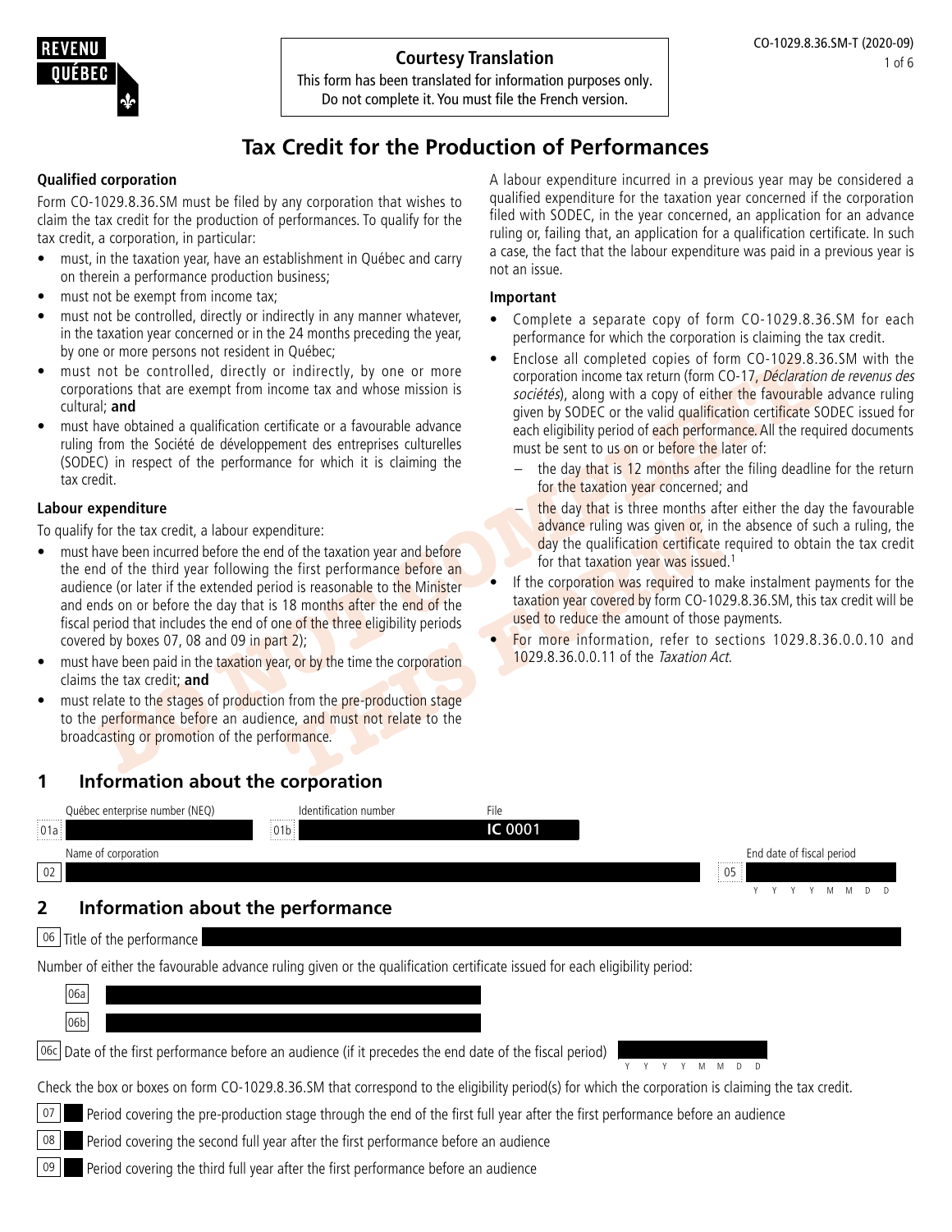**Courtesy Translation**
This form has been translated for information purposes only.
Do not complete it. You must file the French version.

CO-1029.8.36.SM-T (2020-09)

# Tax Credit for the Production of Performances

### Qualified corporation

Form CO-1029.8.36.SM must be filed by any corporation that wishes to claim the tax credit for the production of performances. To qualify for the tax credit, a corporation, in particular:

- must, in the taxation year, have an establishment in Québec and carry on therein a performance production business;
- must not be exempt from income tax;
- must not be controlled, directly or indirectly in any manner whatever, in the taxation year concerned or in the 24 months preceding the year, by one or more persons not resident in Québec;
- must not be controlled, directly or indirectly, by one or more corporations that are exempt from income tax and whose mission is cultural; **and**
- must have obtained a qualification certificate or a favourable advance ruling from the Société de développement des entreprises culturelles (SODEC) in respect of the performance for which it is claiming the tax credit.

### Labour expenditure

To qualify for the tax credit, a labour expenditure:

- must have been incurred before the end of the taxation year and before the end of the third year following the first performance before an audience (or later if the extended period is reasonable to the Minister and ends on or before the day that is 18 months after the end of the fiscal period that includes the end of one of the three eligibility periods covered by boxes 07, 08 and 09 in part 2);
- must have been paid in the taxation year, or by the time the corporation claims the tax credit; **and**
- must relate to the stages of production from the pre-production stage to the performance before an audience, and must not relate to the broadcasting or promotion of the performance.

A labour expenditure incurred in a previous year may be considered a qualified expenditure for the taxation year concerned if the corporation filed with SODEC, in the year concerned, an application for an advance ruling or, failing that, an application for a qualification certificate. In such a case, the fact that the labour expenditure was paid in a previous year is not an issue.

### Important

- Complete a separate copy of form CO-1029.8.36.SM for each performance for which the corporation is claiming the tax credit.
- Enclose all completed copies of form CO-1029.8.36.SM with the corporation income tax return (form CO-17, *Déclaration de revenus des sociétés*), along with a copy of either the favourable advance ruling given by SODEC or the valid qualification certificate SODEC issued for each eligibility period of each performance. All the required documents must be sent to us on or before the later of:
  - the day that is 12 months after the filing deadline for the return for the taxation year concerned; and
  - the day that is three months after either the day the favourable advance ruling was given or, in the absence of such a ruling, the day the qualification certificate required to obtain the tax credit for that taxation year was issued.[1]
- If the corporation was required to make instalment payments for the taxation year covered by form CO-1029.8.36.SM, this tax credit will be used to reduce the amount of those payments.
- For more information, refer to sections 1029.8.36.0.0.10 and 1029.8.36.0.0.11 of the *Taxation Act*.

## 1 Information about the corporation

| | | |
|---|---|---|
| 01a Québec enterprise number (NEQ) | 01b Identification number | File **IC 0001** |
| 02 Name of corporation | | 05 End date of fiscal period (YYYYMMDD) |

## 2 Information about the performance

06 Title of the performance

Number of either the favourable advance ruling given or the qualification certificate issued for each eligibility period:

06a

06b

06c Date of the first performance before an audience (if it precedes the end date of the fiscal period) (YYYYMMDD)

Check the box or boxes on form CO-1029.8.36.SM that correspond to the eligibility period(s) for which the corporation is claiming the tax credit.

07 Period covering the pre-production stage through the end of the first full year after the first performance before an audience

08 Period covering the second full year after the first performance before an audience

09 Period covering the third full year after the first performance before an audience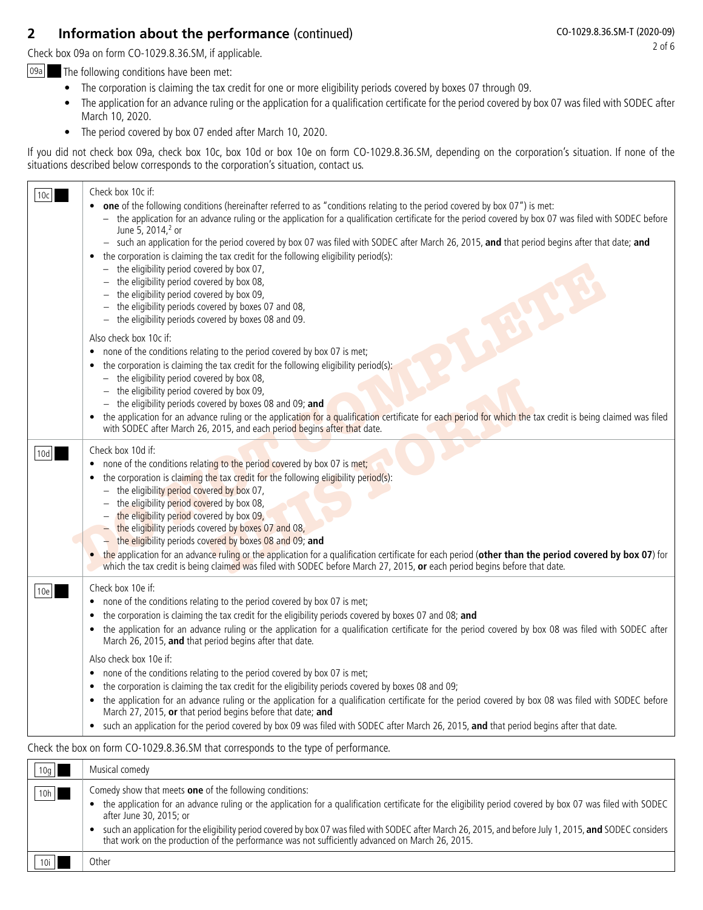## 2 Information about the performance (continued)

Check box 09a on form CO-1029.8.36.SM, if applicable.

09a The following conditions have been met:

- The corporation is claiming the tax credit for one or more eligibility periods covered by boxes 07 through 09.
- The application for an advance ruling or the application for a qualification certificate for the period covered by box 07 was filed with SODEC after March 10, 2020.
- The period covered by box 07 ended after March 10, 2020.

If you did not check box 09a, check box 10c, box 10d or box 10e on form CO-1029.8.36.SM, depending on the corporation's situation. If none of the situations described below corresponds to the corporation's situation, contact us.

| Box | Conditions |
| --- | --- |
| 10c | Check box 10c if:<br>• **one** of the following conditions (hereinafter referred to as "conditions relating to the period covered by box 07") is met:<br>– the application for an advance ruling or the application for a qualification certificate for the period covered by box 07 was filed with SODEC before June 5, 2014,[2] or<br>– such an application for the period covered by box 07 was filed with SODEC after March 26, 2015, **and** that period begins after that date; **and**<br>• the corporation is claiming the tax credit for the following eligibility period(s):<br>– the eligibility period covered by box 07,<br>– the eligibility period covered by box 08,<br>– the eligibility period covered by box 09,<br>– the eligibility periods covered by boxes 07 and 08,<br>– the eligibility periods covered by boxes 08 and 09.<br><br>Also check box 10c if:<br>• none of the conditions relating to the period covered by box 07 is met;<br>• the corporation is claiming the tax credit for the following eligibility period(s):<br>– the eligibility period covered by box 08,<br>– the eligibility period covered by box 09,<br>– the eligibility periods covered by boxes 08 and 09; **and**<br>• the application for an advance ruling or the application for a qualification certificate for each period for which the tax credit is being claimed was filed with SODEC after March 26, 2015, and each period begins after that date. |
| 10d | Check box 10d if:<br>• none of the conditions relating to the period covered by box 07 is met;<br>• the corporation is claiming the tax credit for the following eligibility period(s):<br>– the eligibility period covered by box 07,<br>– the eligibility period covered by box 08,<br>– the eligibility period covered by box 09,<br>– the eligibility periods covered by boxes 07 and 08,<br>– the eligibility periods covered by boxes 08 and 09; **and**<br>• the application for an advance ruling or the application for a qualification certificate for each period (**other than the period covered by box 07**) for which the tax credit is being claimed was filed with SODEC before March 27, 2015, **or** each period begins before that date. |
| 10e | Check box 10e if:<br>• none of the conditions relating to the period covered by box 07 is met;<br>• the corporation is claiming the tax credit for the eligibility periods covered by boxes 07 and 08; **and**<br>• the application for an advance ruling or the application for a qualification certificate for the period covered by box 08 was filed with SODEC after March 26, 2015, **and** that period begins after that date.<br><br>Also check box 10e if:<br>• none of the conditions relating to the period covered by box 07 is met;<br>• the corporation is claiming the tax credit for the eligibility periods covered by boxes 08 and 09;<br>• the application for an advance ruling or the application for a qualification certificate for the period covered by box 08 was filed with SODEC before March 27, 2015, **or** that period begins before that date; **and**<br>• such an application for the period covered by box 09 was filed with SODEC after March 26, 2015, **and** that period begins after that date. |

Check the box on form CO-1029.8.36.SM that corresponds to the type of performance.

| Box | Type of performance |
| --- | --- |
| 10g | Musical comedy |
| 10h | Comedy show that meets **one** of the following conditions:<br>• the application for an advance ruling or the application for a qualification certificate for the eligibility period covered by box 07 was filed with SODEC after June 30, 2015; or<br>• such an application for the eligibility period covered by box 07 was filed with SODEC after March 26, 2015, and before July 1, 2015, **and** SODEC considers that work on the production of the performance was not sufficiently advanced on March 26, 2015. |
| 10i | Other |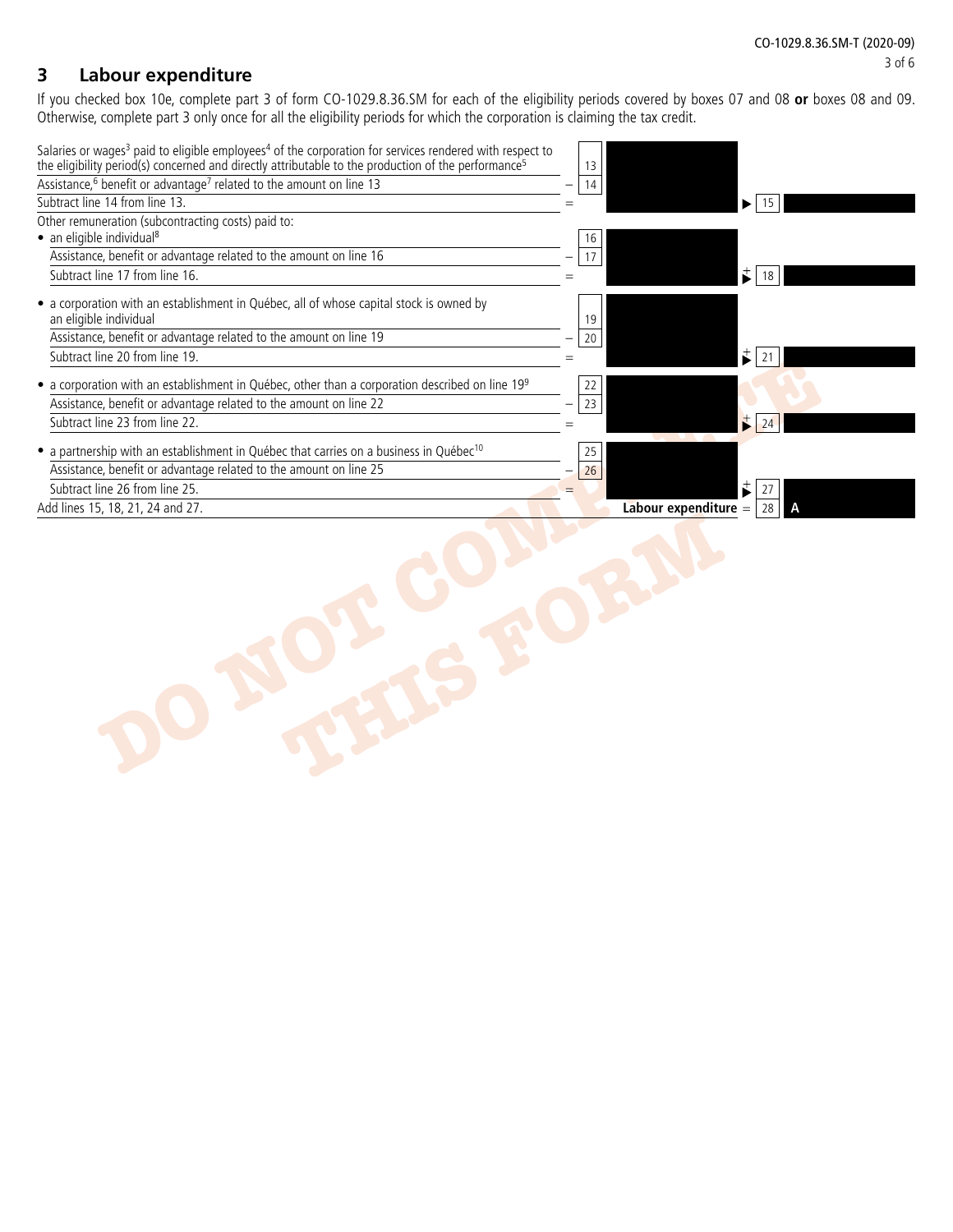## 3 Labour expenditure

If you checked box 10e, complete part 3 of form CO-1029.8.36.SM for each of the eligibility periods covered by boxes 07 and 08 **or** boxes 08 and 09. Otherwise, complete part 3 only once for all the eligibility periods for which the corporation is claiming the tax credit.

| | | | | |
|---|---|---|---|---|
| Salaries or wages[3] paid to eligible employees[4] of the corporation for services rendered with respect to the eligibility period(s) concerned and directly attributable to the production of the performance[5] | | 13 | | |
| Assistance,[6] benefit or advantage[7] related to the amount on line 13 | − | 14 | | |
| Subtract line 14 from line 13. | = | | ► 15 | |
| Other remuneration (subcontracting costs) paid to: | | | | |
| • an eligible individual[8] | | 16 | | |
| Assistance, benefit or advantage related to the amount on line 16 | − | 17 | | |
| Subtract line 17 from line 16. | = | | + ► 18 | |
| • a corporation with an establishment in Québec, all of whose capital stock is owned by an eligible individual | | 19 | | |
| Assistance, benefit or advantage related to the amount on line 19 | − | 20 | | |
| Subtract line 20 from line 19. | = | | + ► 21 | |
| • a corporation with an establishment in Québec, other than a corporation described on line 19[9] | | 22 | | |
| Assistance, benefit or advantage related to the amount on line 22 | − | 23 | | |
| Subtract line 23 from line 22. | = | | + ► 24 | |
| • a partnership with an establishment in Québec that carries on a business in Québec[10] | | 25 | | |
| Assistance, benefit or advantage related to the amount on line 25 | − | 26 | | |
| Subtract line 26 from line 25. | = | | + ► 27 | |
| Add lines 15, 18, 21, 24 and 27. | | **Labour expenditure** = | 28 | A |

DO NOT COMPLETE THIS FORM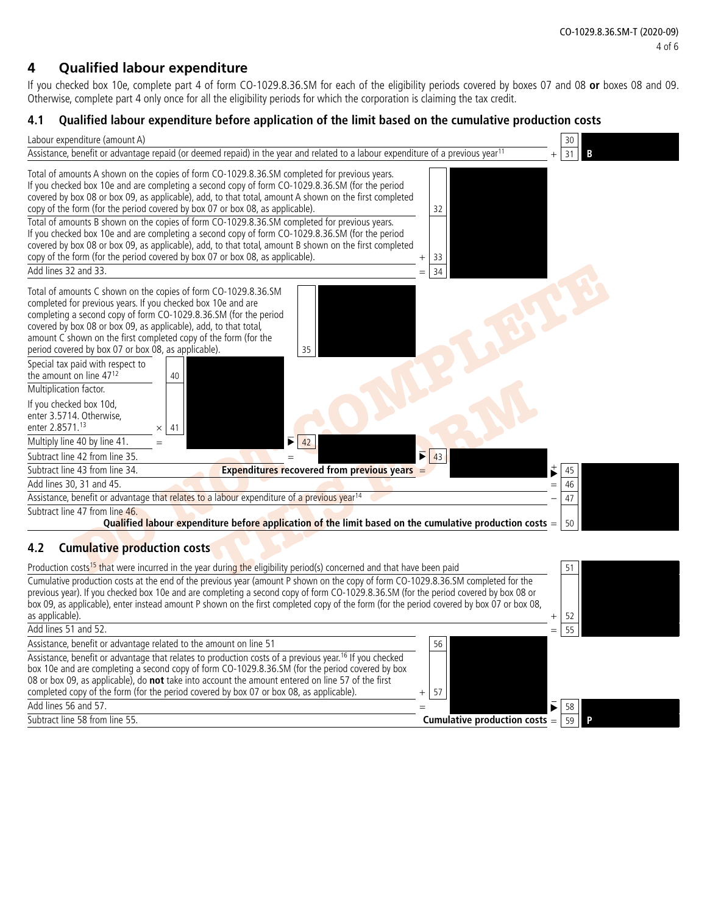## 4 Qualified labour expenditure

If you checked box 10e, complete part 4 of form CO-1029.8.36.SM for each of the eligibility periods covered by boxes 07 and 08 **or** boxes 08 and 09. Otherwise, complete part 4 only once for all the eligibility periods for which the corporation is claiming the tax credit.

### 4.1 Qualified labour expenditure before application of the limit based on the cumulative production costs

| Description | | Line | Amount |
|---|---|---|---|
| Labour expenditure (amount A) | | 30 | |
| Assistance, benefit or advantage repaid (or deemed repaid) in the year and related to a labour expenditure of a previous year[11] | + | 31 | B |
| Total of amounts A shown on the copies of form CO-1029.8.36.SM completed for previous years. If you checked box 10e and are completing a second copy of form CO-1029.8.36.SM (for the period covered by box 08 or box 09, as applicable), add, to that total, amount A shown on the first completed copy of the form (for the period covered by box 07 or box 08, as applicable). | | 32 | |
| Total of amounts B shown on the copies of form CO-1029.8.36.SM completed for previous years. If you checked box 10e and are completing a second copy of form CO-1029.8.36.SM (for the period covered by box 08 or box 09, as applicable), add, to that total, amount B shown on the first completed copy of the form (for the period covered by box 07 or box 08, as applicable). | + | 33 | |
| Add lines 32 and 33. | = | 34 | |
| Total of amounts C shown on the copies of form CO-1029.8.36.SM completed for previous years. If you checked box 10e and are completing a second copy of form CO-1029.8.36.SM (for the period covered by box 08 or box 09, as applicable), add, to that total, amount C shown on the first completed copy of the form (for the period covered by box 07 or box 08, as applicable). | | 35 | |
| Special tax paid with respect to the amount on line 47[12] | | 40 | |
| Multiplication factor. If you checked box 10d, enter 3.5714. Otherwise, enter 2.8571.[13] | × | 41 | |
| Multiply line 40 by line 41. | = | 42 | |
| Subtract line 42 from line 35. | = | 43 | |
| Subtract line 43 from line 34. **Expenditures recovered from previous years** | = + | 45 | |
| Add lines 30, 31 and 45. | = | 46 | |
| Assistance, benefit or advantage that relates to a labour expenditure of a previous year[14] | − | 47 | |
| Subtract line 47 from line 46. **Qualified labour expenditure before application of the limit based on the cumulative production costs** | = | 50 | |

### 4.2 Cumulative production costs

| Description | | Line | Amount |
|---|---|---|---|
| Production costs[15] that were incurred in the year during the eligibility period(s) concerned and that have been paid | | 51 | |
| Cumulative production costs at the end of the previous year (amount P shown on the copy of form CO-1029.8.36.SM completed for the previous year). If you checked box 10e and are completing a second copy of form CO-1029.8.36.SM (for the period covered by box 08 or box 09, as applicable), enter instead amount P shown on the first completed copy of the form (for the period covered by box 07 or box 08, as applicable). | + | 52 | |
| Add lines 51 and 52. | = | 55 | |
| Assistance, benefit or advantage related to the amount on line 51 | | 56 | |
| Assistance, benefit or advantage that relates to production costs of a previous year.[16] If you checked box 10e and are completing a second copy of form CO-1029.8.36.SM (for the period covered by box 08 or box 09, as applicable), do **not** take into account the amount entered on line 57 of the first completed copy of the form (for the period covered by box 07 or box 08, as applicable). | + | 57 | |
| Add lines 56 and 57. | = − | 58 | |
| Subtract line 58 from line 55. **Cumulative production costs** | = | 59 | P |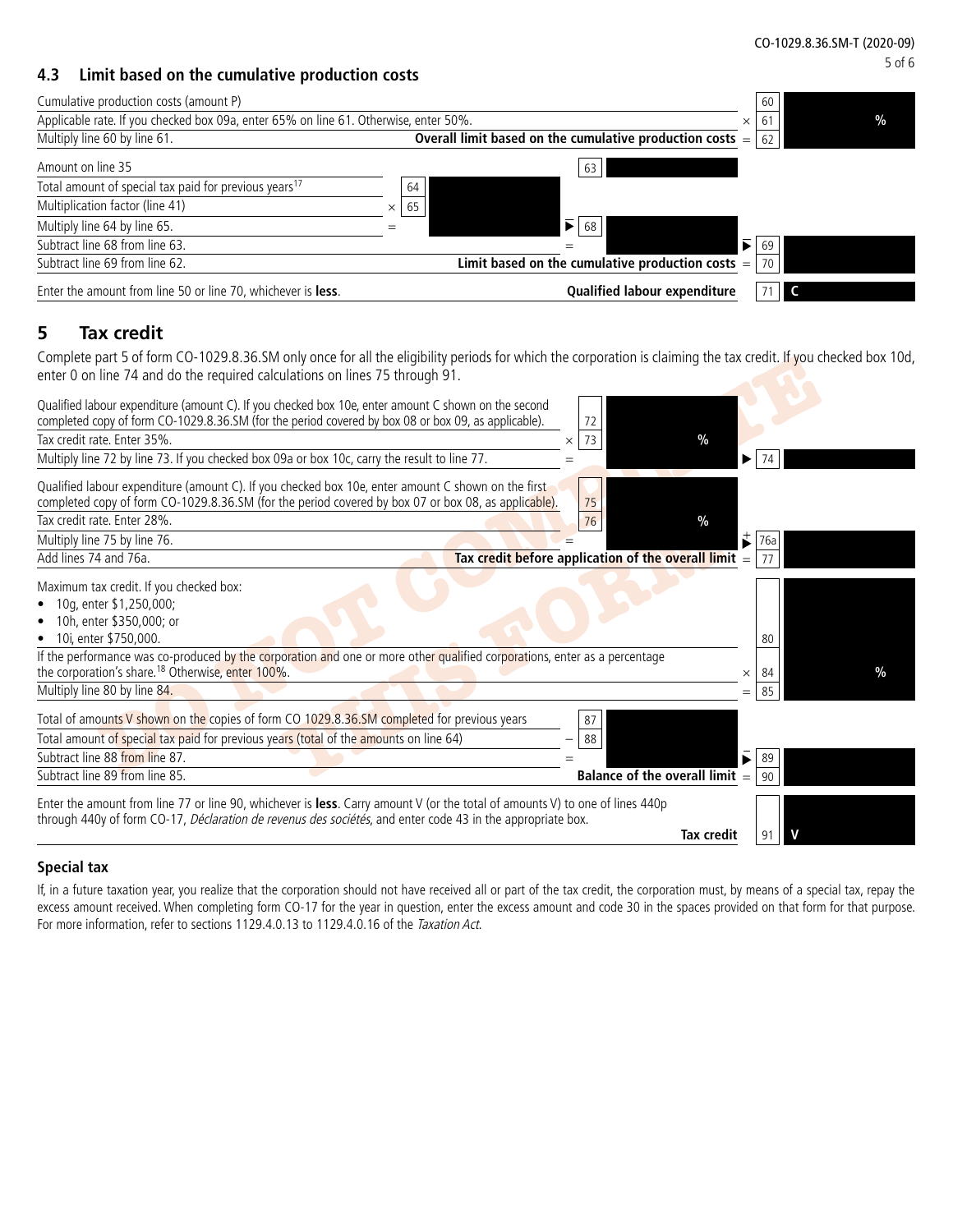## 4.3 Limit based on the cumulative production costs

| Description | | | | | Line | Amount |
|---|---|---|---|---|---|---|
| Cumulative production costs (amount P) | | | | | 60 | |
| Applicable rate. If you checked box 09a, enter 65% on line 61. Otherwise, enter 50%. | | | | × | 61 | % |
| Multiply line 60 by line 61. | | | **Overall limit based on the cumulative production costs** | = | 62 | |
| Amount on line 35 | | | 63 | | | |
| Total amount of special tax paid for previous years[17] | 64 | | | | | |
| Multiplication factor (line 41) | × 65 | | | | | |
| Multiply line 64 by line 65. | = | | − 68 | | | |
| Subtract line 68 from line 63. | | | = | − | 69 | |
| Subtract line 69 from line 62. | | | **Limit based on the cumulative production costs** | = | 70 | |
| Enter the amount from line 50 or line 70, whichever is **less**. | | | **Qualified labour expenditure** | | 71 | C |

## 5 Tax credit

Complete part 5 of form CO-1029.8.36.SM only once for all the eligibility periods for which the corporation is claiming the tax credit. If you checked box 10d, enter 0 on line 74 and do the required calculations on lines 75 through 91.

| Description | | | | Line | Amount |
|---|---|---|---|---|---|
| Qualified labour expenditure (amount C). If you checked box 10e, enter amount C shown on the second completed copy of form CO-1029.8.36.SM (for the period covered by box 08 or box 09, as applicable). | 72 | | | | |
| Tax credit rate. Enter 35%. | × 73 | % | | | |
| Multiply line 72 by line 73. If you checked box 09a or box 10c, carry the result to line 77. | = | | | 74 | |
| Qualified labour expenditure (amount C). If you checked box 10e, enter amount C shown on the first completed copy of form CO-1029.8.36.SM (for the period covered by box 07 or box 08, as applicable). | 75 | | | | |
| Tax credit rate. Enter 28%. | 76 | % | | | |
| Multiply line 75 by line 76. | = | | + | 76a | |
| Add lines 74 and 76a. | | **Tax credit before application of the overall limit** | = | 77 | |
| Maximum tax credit. If you checked box:<br>• 10g, enter $1,250,000;<br>• 10h, enter $350,000; or<br>• 10i, enter $750,000. | | | | 80 | |
| If the performance was co-produced by the corporation and one or more other qualified corporations, enter as a percentage the corporation's share.[18] Otherwise, enter 100%. | | | × | 84 | % |
| Multiply line 80 by line 84. | | | = | 85 | |
| Total of amounts V shown on the copies of form CO 1029.8.36.SM completed for previous years | 87 | | | | |
| Total amount of special tax paid for previous years (total of the amounts on line 64) | − 88 | | | | |
| Subtract line 88 from line 87. | = | | − | 89 | |
| Subtract line 89 from line 85. | | **Balance of the overall limit** | = | 90 | |
| Enter the amount from line 77 or line 90, whichever is **less**. Carry amount V (or the total of amounts V) to one of lines 440p through 440y of form CO-17, *Déclaration de revenus des sociétés*, and enter code 43 in the appropriate box. | | **Tax credit** | | 91 | V |

### Special tax

If, in a future taxation year, you realize that the corporation should not have received all or part of the tax credit, the corporation must, by means of a special tax, repay the excess amount received. When completing form CO-17 for the year in question, enter the excess amount and code 30 in the spaces provided on that form for that purpose. For more information, refer to sections 1129.4.0.13 to 1129.4.0.16 of the *Taxation Act*.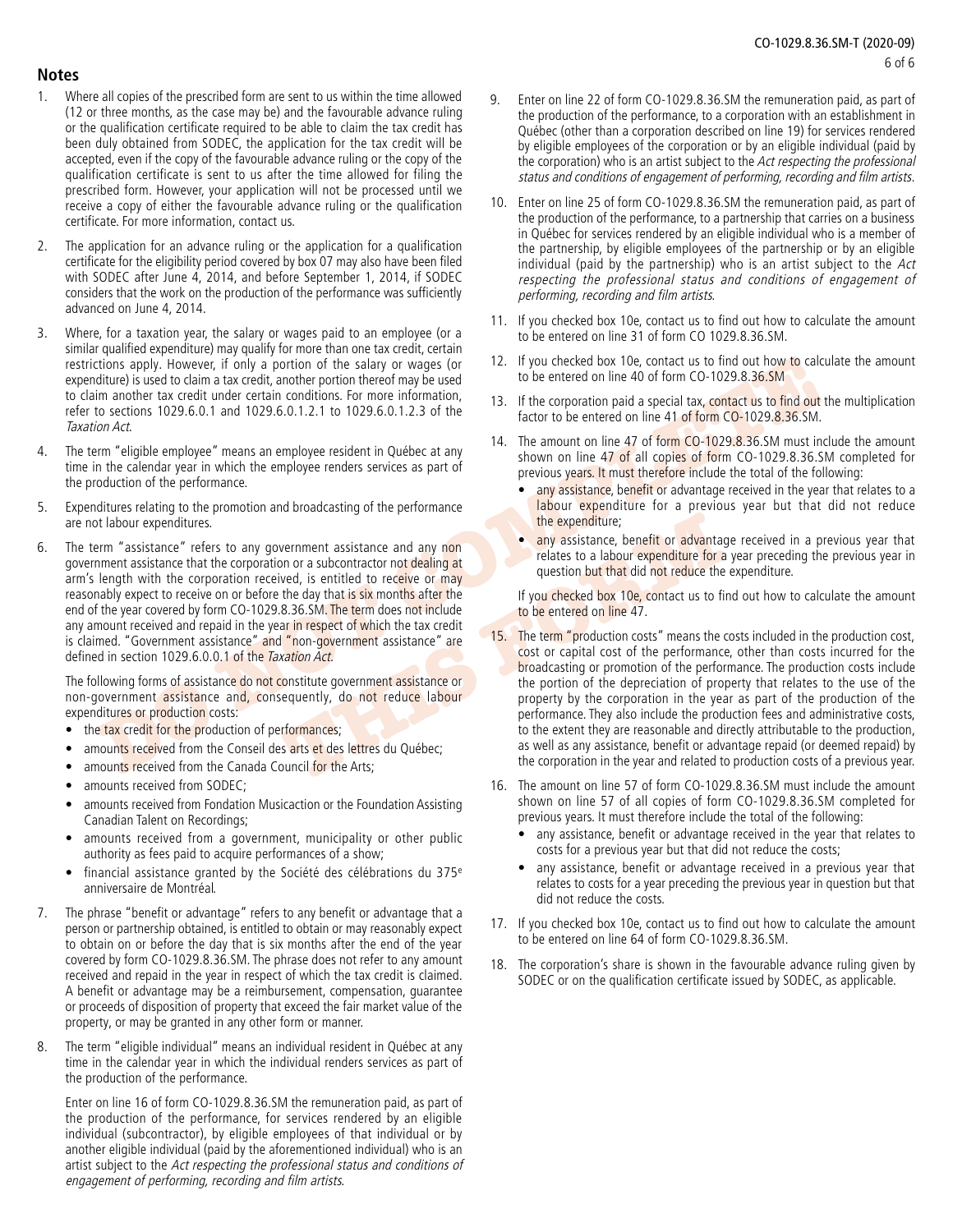## Notes

1. Where all copies of the prescribed form are sent to us within the time allowed (12 or three months, as the case may be) and the favourable advance ruling or the qualification certificate required to be able to claim the tax credit has been duly obtained from SODEC, the application for the tax credit will be accepted, even if the copy of the favourable advance ruling or the copy of the qualification certificate is sent to us after the time allowed for filing the prescribed form. However, your application will not be processed until we receive a copy of either the favourable advance ruling or the qualification certificate. For more information, contact us.

2. The application for an advance ruling or the application for a qualification certificate for the eligibility period covered by box 07 may also have been filed with SODEC after June 4, 2014, and before September 1, 2014, if SODEC considers that the work on the production of the performance was sufficiently advanced on June 4, 2014.

3. Where, for a taxation year, the salary or wages paid to an employee (or a similar qualified expenditure) may qualify for more than one tax credit, certain restrictions apply. However, if only a portion of the salary or wages (or expenditure) is used to claim a tax credit, another portion thereof may be used to claim another tax credit under certain conditions. For more information, refer to sections 1029.6.0.1 and 1029.6.0.1.2.1 to 1029.6.0.1.2.3 of the *Taxation Act*.

4. The term "eligible employee" means an employee resident in Québec at any time in the calendar year in which the employee renders services as part of the production of the performance.

5. Expenditures relating to the promotion and broadcasting of the performance are not labour expenditures.

6. The term "assistance" refers to any government assistance and any non government assistance that the corporation or a subcontractor not dealing at arm's length with the corporation received, is entitled to receive or may reasonably expect to receive on or before the day that is six months after the end of the year covered by form CO-1029.8.36.SM. The term does not include any amount received and repaid in the year in respect of which the tax credit is claimed. "Government assistance" and "non-government assistance" are defined in section 1029.6.0.0.1 of the *Taxation Act*.

   The following forms of assistance do not constitute government assistance or non-government assistance and, consequently, do not reduce labour expenditures or production costs:
   - the tax credit for the production of performances;
   - amounts received from the Conseil des arts et des lettres du Québec;
   - amounts received from the Canada Council for the Arts;
   - amounts received from SODEC;
   - amounts received from Fondation Musicaction or the Foundation Assisting Canadian Talent on Recordings;
   - amounts received from a government, municipality or other public authority as fees paid to acquire performances of a show;
   - financial assistance granted by the Société des célébrations du 375e anniversaire de Montréal.

7. The phrase "benefit or advantage" refers to any benefit or advantage that a person or partnership obtained, is entitled to obtain or may reasonably expect to obtain on or before the day that is six months after the end of the year covered by form CO-1029.8.36.SM. The phrase does not refer to any amount received and repaid in the year in respect of which the tax credit is claimed. A benefit or advantage may be a reimbursement, compensation, guarantee or proceeds of disposition of property that exceed the fair market value of the property, or may be granted in any other form or manner.

8. The term "eligible individual" means an individual resident in Québec at any time in the calendar year in which the individual renders services as part of the production of the performance.

   Enter on line 16 of form CO-1029.8.36.SM the remuneration paid, as part of the production of the performance, for services rendered by an eligible individual (subcontractor), by eligible employees of that individual or by another eligible individual (paid by the aforementioned individual) who is an artist subject to the *Act respecting the professional status and conditions of engagement of performing, recording and film artists*.

9. Enter on line 22 of form CO-1029.8.36.SM the remuneration paid, as part of the production of the performance, to a corporation with an establishment in Québec (other than a corporation described on line 19) for services rendered by eligible employees of the corporation or by an eligible individual (paid by the corporation) who is an artist subject to the *Act respecting the professional status and conditions of engagement of performing, recording and film artists*.

10. Enter on line 25 of form CO-1029.8.36.SM the remuneration paid, as part of the production of the performance, to a partnership that carries on a business in Québec for services rendered by an eligible individual who is a member of the partnership, by eligible employees of the partnership or by an eligible individual (paid by the partnership) who is an artist subject to the *Act respecting the professional status and conditions of engagement of performing, recording and film artists*.

11. If you checked box 10e, contact us to find out how to calculate the amount to be entered on line 31 of form CO 1029.8.36.SM.

12. If you checked box 10e, contact us to find out how to calculate the amount to be entered on line 40 of form CO-1029.8.36.SM

13. If the corporation paid a special tax, contact us to find out the multiplication factor to be entered on line 41 of form CO-1029.8.36.SM.

14. The amount on line 47 of form CO-1029.8.36.SM must include the amount shown on line 47 of all copies of form CO-1029.8.36.SM completed for previous years. It must therefore include the total of the following:
    - any assistance, benefit or advantage received in the year that relates to a labour expenditure for a previous year but that did not reduce the expenditure;
    - any assistance, benefit or advantage received in a previous year that relates to a labour expenditure for a year preceding the previous year in question but that did not reduce the expenditure.

    If you checked box 10e, contact us to find out how to calculate the amount to be entered on line 47.

15. The term "production costs" means the costs included in the production cost, cost or capital cost of the performance, other than costs incurred for the broadcasting or promotion of the performance. The production costs include the portion of the depreciation of property that relates to the use of the property by the corporation in the year as part of the production of the performance. They also include the production fees and administrative costs, to the extent they are reasonable and directly attributable to the production, as well as any assistance, benefit or advantage repaid (or deemed repaid) by the corporation in the year and related to production costs of a previous year.

16. The amount on line 57 of form CO-1029.8.36.SM must include the amount shown on line 57 of all copies of form CO-1029.8.36.SM completed for previous years. It must therefore include the total of the following:
    - any assistance, benefit or advantage received in the year that relates to costs for a previous year but that did not reduce the costs;
    - any assistance, benefit or advantage received in a previous year that relates to costs for a year preceding the previous year in question but that did not reduce the costs.

17. If you checked box 10e, contact us to find out how to calculate the amount to be entered on line 64 of form CO-1029.8.36.SM.

18. The corporation's share is shown in the favourable advance ruling given by SODEC or on the qualification certificate issued by SODEC, as applicable.